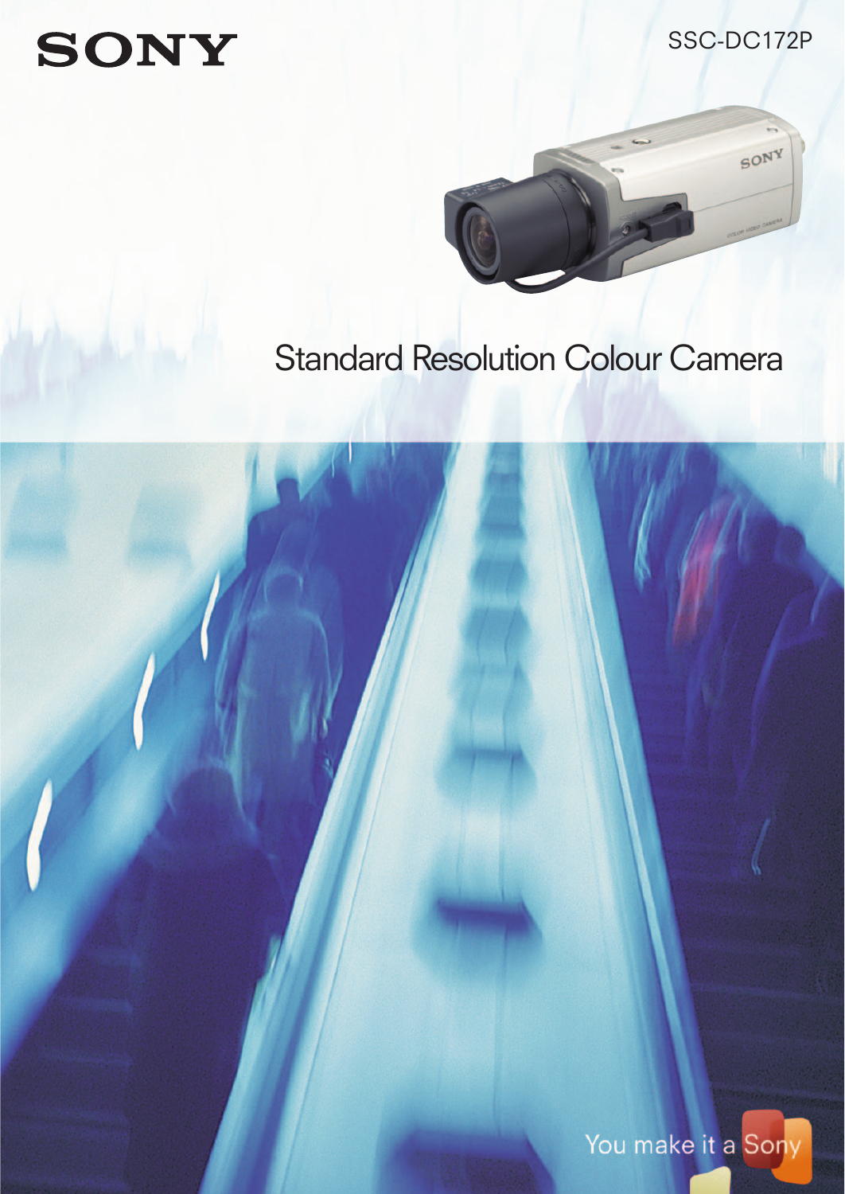SONY

SSC-DC172P

# Standard Resolution Colour Camera

You make it a Sony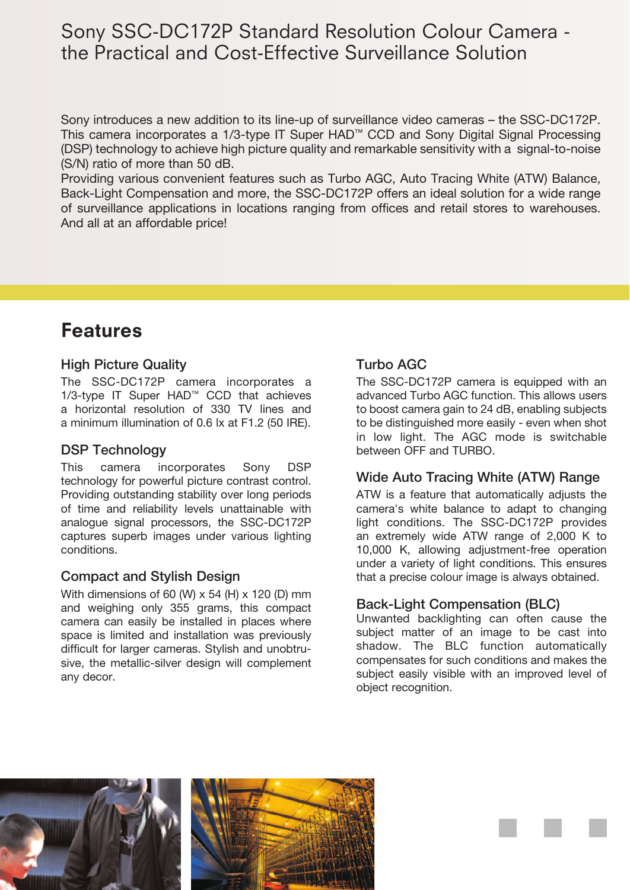# Sony SSC-DC172P Standard Resolution Colour Camera - the Practical and Cost-Effective Surveillance Solution

Sony introduces a new addition to its line-up of surveillance video cameras – the SSC-DC172P. This camera incorporates a 1/3-type IT Super HAD™ CCD and Sony Digital Signal Processing (DSP) technology to achieve high picture quality and remarkable sensitivity with a signal-to-noise (S/N) ratio of more than 50 dB.

Providing various convenient features such as Turbo AGC, Auto Tracing White (ATW) Balance, Back-Light Compensation and more, the SSC-DC172P offers an ideal solution for a wide range of surveillance applications in locations ranging from offices and retail stores to warehouses. And all at an affordable price!

## Features

### High Picture Quality

The SSC-DC172P camera incorporates a 1/3-type IT Super HAD™ CCD that achieves a horizontal resolution of 330 TV lines and a minimum illumination of 0.6 lx at F1.2 (50 IRE).

### DSP Technology

This camera incorporates Sony DSP technology for powerful picture contrast control. Providing outstanding stability over long periods of time and reliability levels unattainable with analogue signal processors, the SSC-DC172P captures superb images under various lighting conditions.

### Compact and Stylish Design

With dimensions of 60 (W) x 54 (H) x 120 (D) mm and weighing only 355 grams, this compact camera can easily be installed in places where space is limited and installation was previously difficult for larger cameras. Stylish and unobtrusive, the metallic-silver design will complement any decor.

### Turbo AGC

The SSC-DC172P camera is equipped with an advanced Turbo AGC function. This allows users to boost camera gain to 24 dB, enabling subjects to be distinguished more easily - even when shot in low light. The AGC mode is switchable between OFF and TURBO.

### Wide Auto Tracing White (ATW) Range

ATW is a feature that automatically adjusts the camera's white balance to adapt to changing light conditions. The SSC-DC172P provides an extremely wide ATW range of 2,000 K to 10,000 K, allowing adjustment-free operation under a variety of light conditions. This ensures that a precise colour image is always obtained.

### Back-Light Compensation (BLC)

Unwanted backlighting can often cause the subject matter of an image to be cast into shadow. The BLC function automatically compensates for such conditions and makes the subject easily visible with an improved level of object recognition.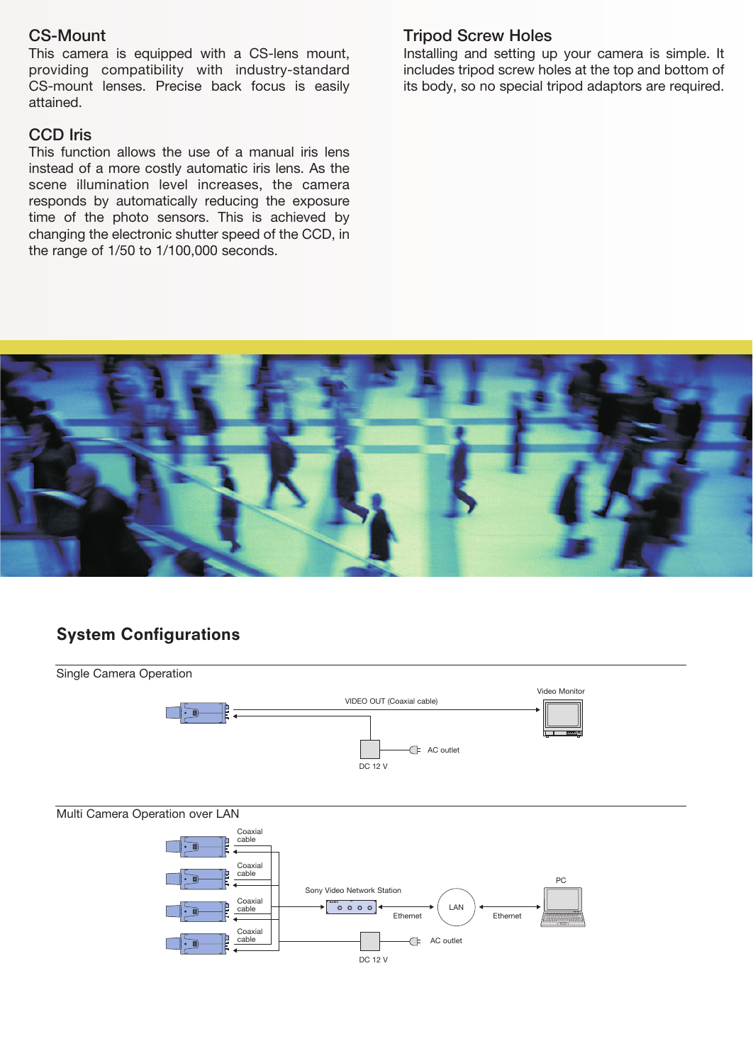## CS-Mount

This camera is equipped with a CS-lens mount, providing compatibility with industry-standard CS-mount lenses. Precise back focus is easily attained.

## CCD Iris

This function allows the use of a manual iris lens instead of a more costly automatic iris lens. As the scene illumination level increases, the camera responds by automatically reducing the exposure time of the photo sensors. This is achieved by changing the electronic shutter speed of the CCD, in the range of 1/50 to 1/100,000 seconds.

## Tripod Screw Holes

Installing and setting up your camera is simple. It includes tripod screw holes at the top and bottom of its body, so no special tripod adaptors are required.

## System Configurations

### Single Camera Operation

VIDEO OUT (Coaxial cable)

Video Monitor

AC outlet

DC 12 V

### Multi Camera Operation over LAN

Coaxial cable

Coaxial cable

Coaxial cable

Coaxial cable

Sony Video Network Station

Ethernet

LAN

Ethernet

PC

AC outlet

DC 12 V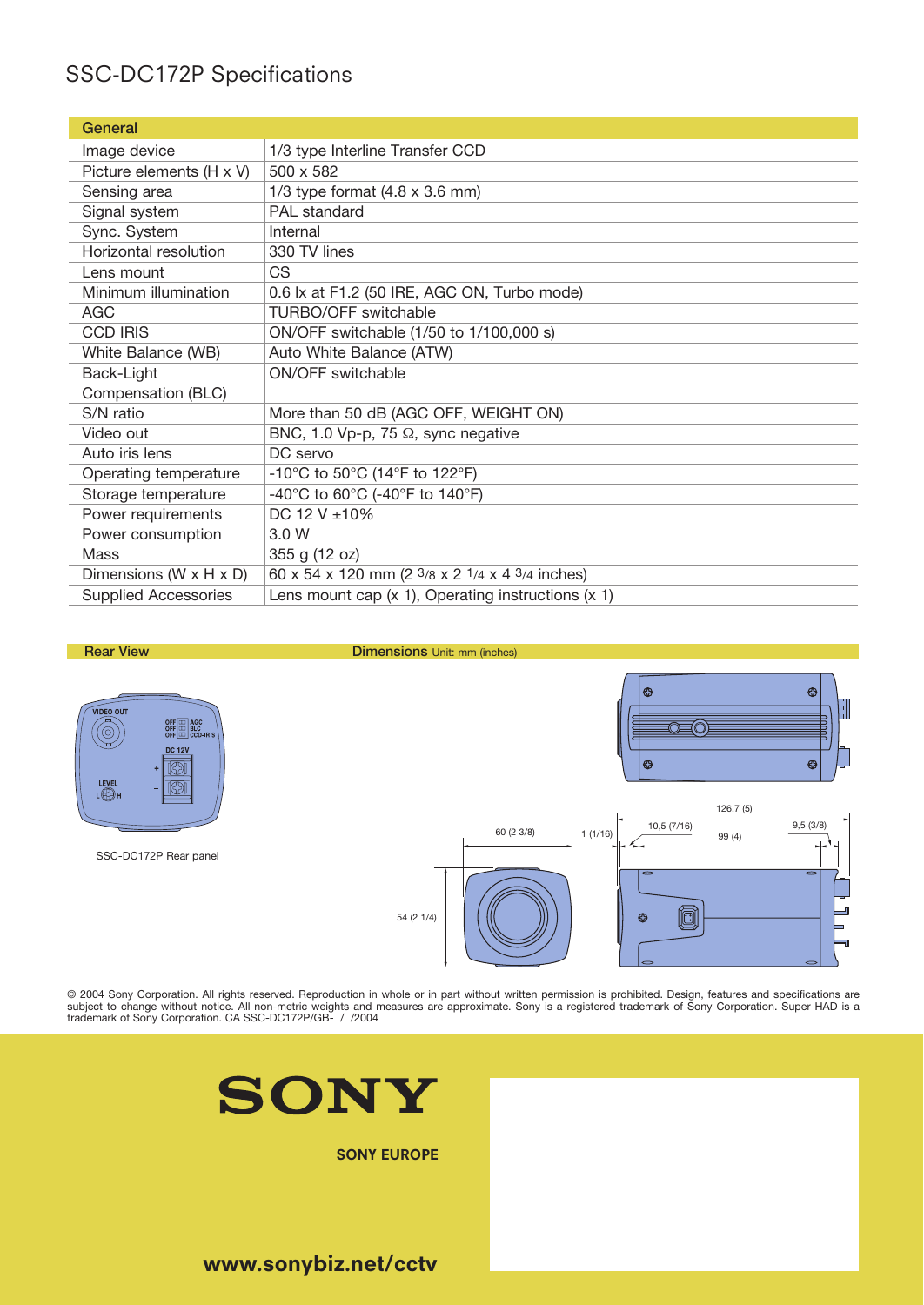# SSC-DC172P Specifications

| General | |
|---|---|
| Image device | 1/3 type Interline Transfer CCD |
| Picture elements (H x V) | 500 x 582 |
| Sensing area | 1/3 type format (4.8 x 3.6 mm) |
| Signal system | PAL standard |
| Sync. System | Internal |
| Horizontal resolution | 330 TV lines |
| Lens mount | CS |
| Minimum illumination | 0.6 lx at F1.2 (50 IRE, AGC ON, Turbo mode) |
| AGC | TURBO/OFF switchable |
| CCD IRIS | ON/OFF switchable (1/50 to 1/100,000 s) |
| White Balance (WB) | Auto White Balance (ATW) |
| Back-Light Compensation (BLC) | ON/OFF switchable |
| S/N ratio | More than 50 dB (AGC OFF, WEIGHT ON) |
| Video out | BNC, 1.0 Vp-p, 75 Ω, sync negative |
| Auto iris lens | DC servo |
| Operating temperature | -10°C to 50°C (14°F to 122°F) |
| Storage temperature | -40°C to 60°C (-40°F to 140°F) |
| Power requirements | DC 12 V ±10% |
| Power consumption | 3.0 W |
| Mass | 355 g (12 oz) |
| Dimensions (W x H x D) | 60 x 54 x 120 mm (2 3/8 x 2 1/4 x 4 3/4 inches) |
| Supplied Accessories | Lens mount cap (x 1), Operating instructions (x 1) |

**Rear View**

VIDEO OUT
OFF AGC
OFF BLC
OFF CCD-IRIS
DC 12V
+
–
LEVEL
L H

SSC-DC172P Rear panel

**Dimensions** Unit: mm (inches)

126,7 (5)
60 (2 3/8)
1 (1/16)
10,5 (7/16)
99 (4)
9,5 (3/8)
54 (2 1/4)

© 2004 Sony Corporation. All rights reserved. Reproduction in whole or in part without written permission is prohibited. Design, features and specifications are subject to change without notice. All non-metric weights and measures are approximate. Sony is a registered trademark of Sony Corporation. Super HAD is a trademark of Sony Corporation. CA SSC-DC172P/GB- / /2004

SONY

SONY EUROPE

www.sonybiz.net/cctv